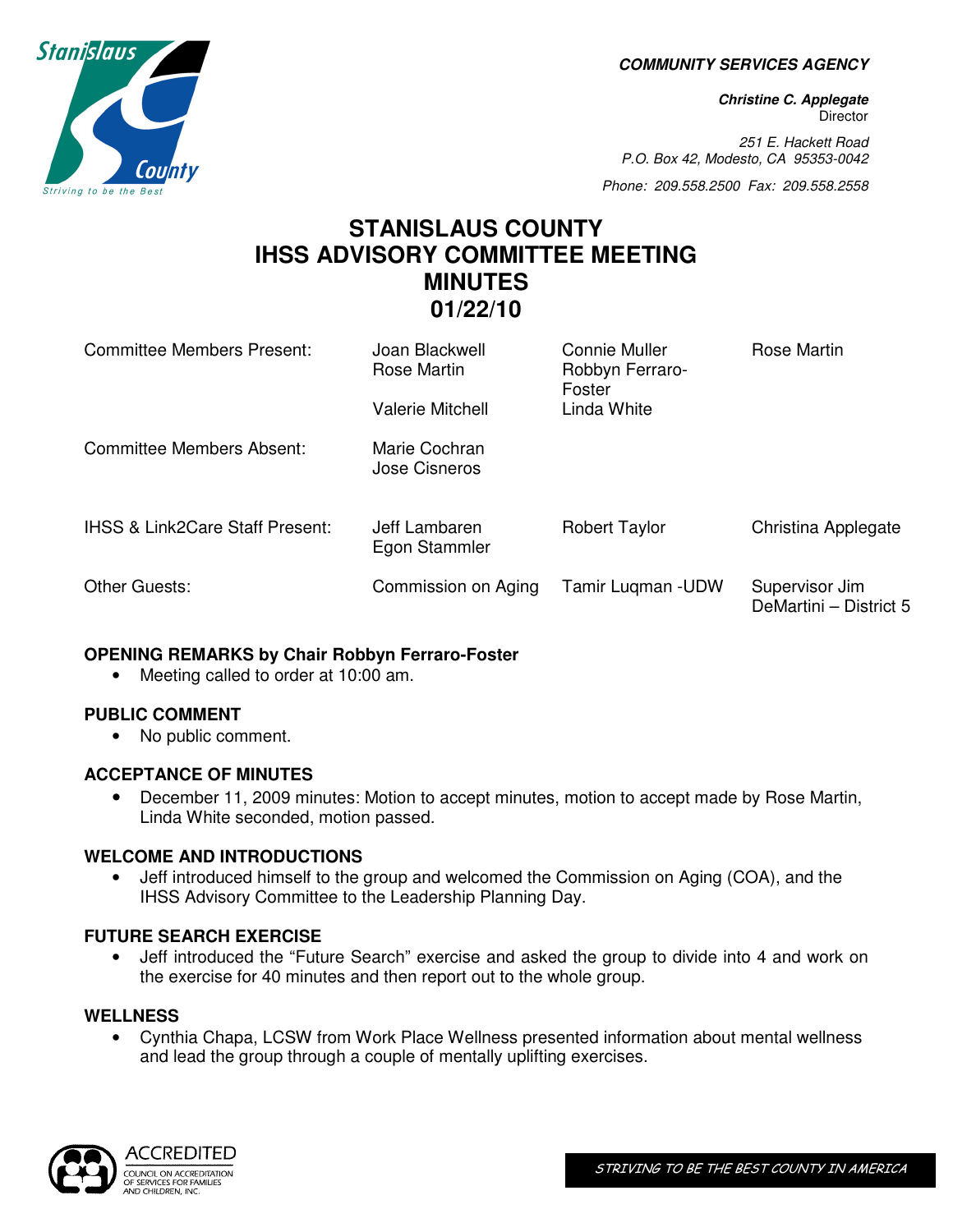**COMMUNITY SERVICES AGENCY**

***Christine C. Applegate***
Director

*251 E. Hackett Road*
*P.O. Box 42, Modesto, CA 95353-0042*

*Phone: 209.558.2500 Fax: 209.558.2558*

# STANISLAUS COUNTY
# IHSS ADVISORY COMMITTEE MEETING
# MINUTES
# 01/22/10

| | | | |
|---|---|---|---|
| Committee Members Present: | Joan Blackwell<br>Rose Martin<br><br>Valerie Mitchell | Connie Muller<br>Robbyn Ferraro-Foster<br>Linda White | Rose Martin |
| Committee Members Absent: | Marie Cochran<br>Jose Cisneros | | |
| IHSS & Link2Care Staff Present: | Jeff Lambaren<br>Egon Stammler | Robert Taylor | Christina Applegate |
| Other Guests: | Commission on Aging | Tamir Luqman -UDW | Supervisor Jim DeMartini – District 5 |

**OPENING REMARKS by Chair Robbyn Ferraro-Foster**

- Meeting called to order at 10:00 am.

**PUBLIC COMMENT**

- No public comment.

**ACCEPTANCE OF MINUTES**

- December 11, 2009 minutes: Motion to accept minutes, motion to accept made by Rose Martin, Linda White seconded, motion passed.

**WELCOME AND INTRODUCTIONS**

- Jeff introduced himself to the group and welcomed the Commission on Aging (COA), and the IHSS Advisory Committee to the Leadership Planning Day.

**FUTURE SEARCH EXERCISE**

- Jeff introduced the "Future Search" exercise and asked the group to divide into 4 and work on the exercise for 40 minutes and then report out to the whole group.

**WELLNESS**

- Cynthia Chapa, LCSW from Work Place Wellness presented information about mental wellness and lead the group through a couple of mentally uplifting exercises.

STRIVING TO BE THE BEST COUNTY IN AMERICA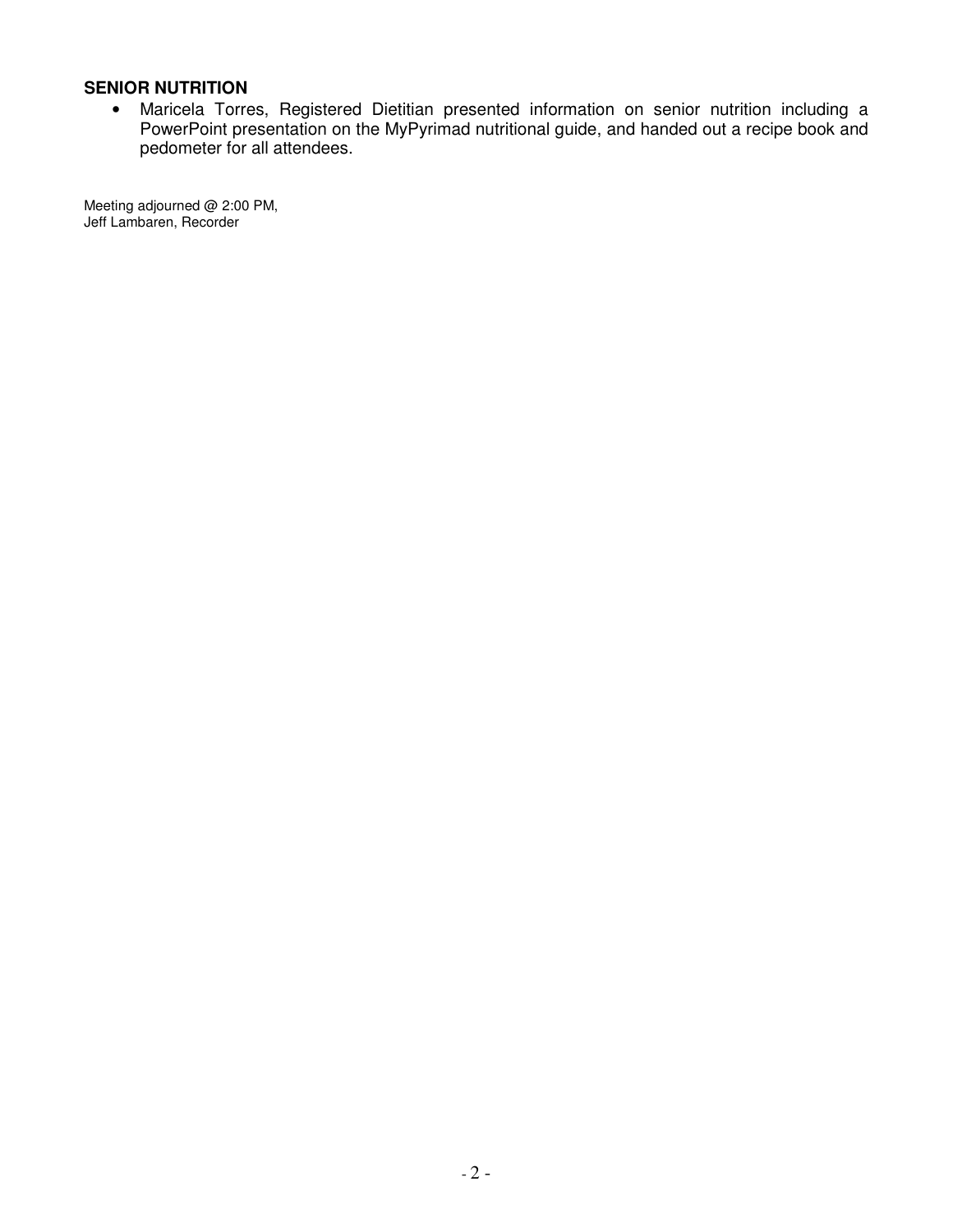**SENIOR NUTRITION**

- Maricela Torres, Registered Dietitian presented information on senior nutrition including a PowerPoint presentation on the MyPyrimad nutritional guide, and handed out a recipe book and pedometer for all attendees.

Meeting adjourned @ 2:00 PM,
Jeff Lambaren, Recorder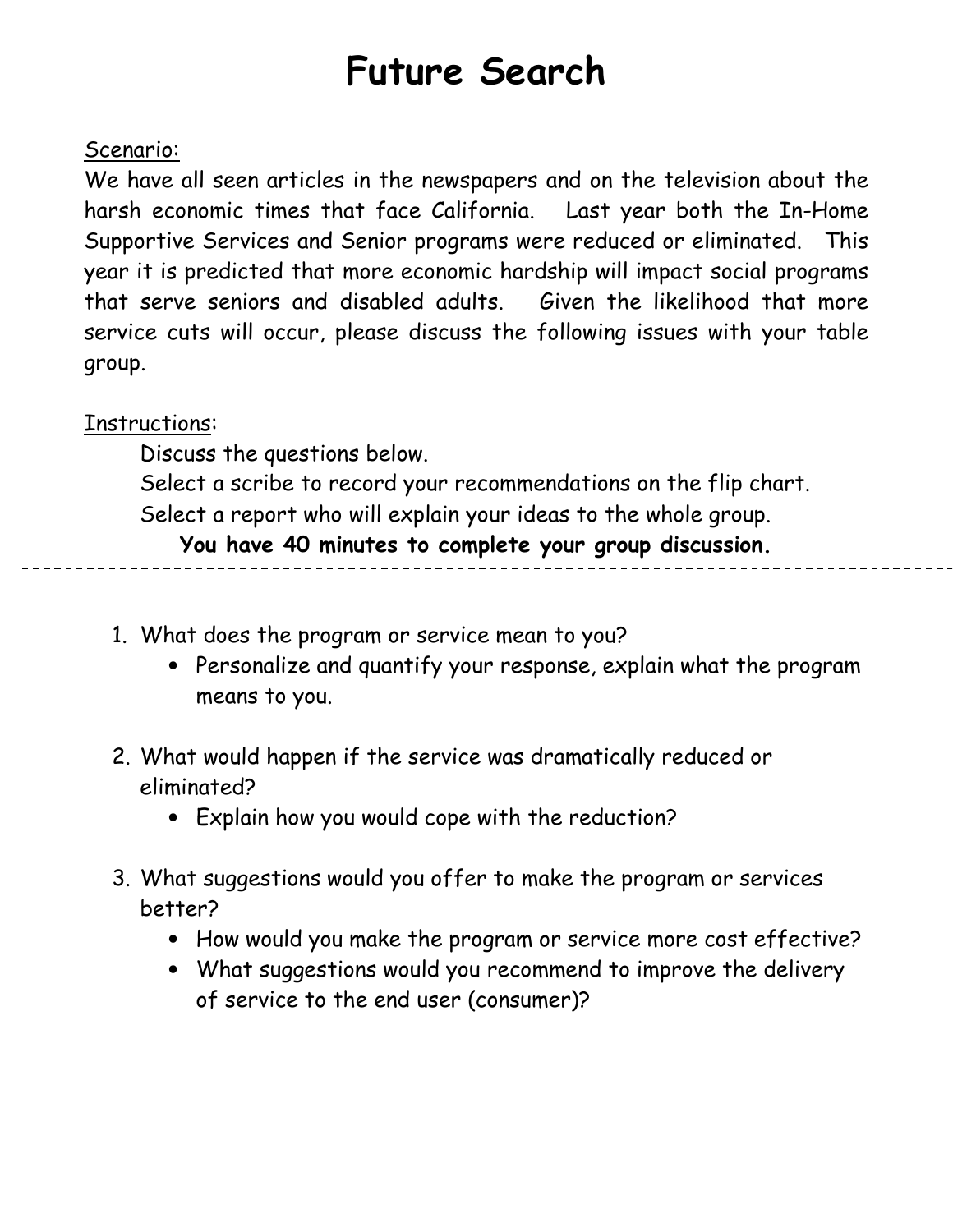# Future Search

Scenario:

We have all seen articles in the newspapers and on the television about the harsh economic times that face California. Last year both the In-Home Supportive Services and Senior programs were reduced or eliminated. This year it is predicted that more economic hardship will impact social programs that serve seniors and disabled adults. Given the likelihood that more service cuts will occur, please discuss the following issues with your table group.

Instructions:

Discuss the questions below.
Select a scribe to record your recommendations on the flip chart.
Select a report who will explain your ideas to the whole group.

**You have 40 minutes to complete your group discussion.**

---

1. What does the program or service mean to you?
   - Personalize and quantify your response, explain what the program means to you.
2. What would happen if the service was dramatically reduced or eliminated?
   - Explain how you would cope with the reduction?
3. What suggestions would you offer to make the program or services better?
   - How would you make the program or service more cost effective?
   - What suggestions would you recommend to improve the delivery of service to the end user (consumer)?